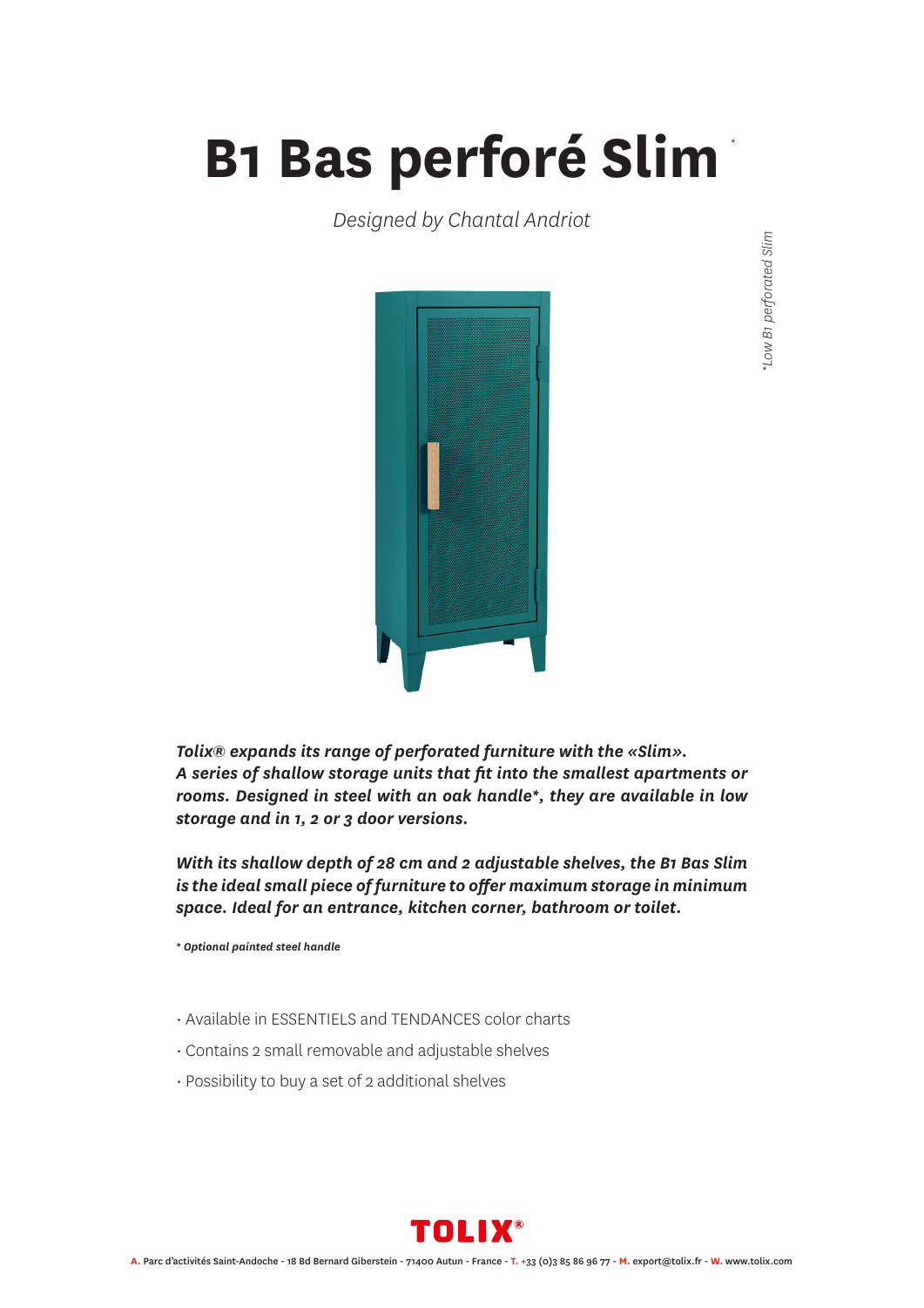# B1 Bas perforé Slim *

*Designed by Chantal Andriot*

*Low B1 perforated Slim

***Tolix® expands its range of perforated furniture with the «Slim». A series of shallow storage units that fit into the smallest apartments or rooms. Designed in steel with an oak handle*, they are available in low storage and in 1, 2 or 3 door versions.***

***With its shallow depth of 28 cm and 2 adjustable shelves, the B1 Bas Slim is the ideal small piece of furniture to offer maximum storage in minimum space. Ideal for an entrance, kitchen corner, bathroom or toilet.***

***\* Optional painted steel handle***

- Available in ESSENTIELS and TENDANCES color charts
- Contains 2 small removable and adjustable shelves
- Possibility to buy a set of 2 additional shelves

TOLIX®

A. Parc d'activités Saint-Andoche - 18 Bd Bernard Giberstein - 71400 Autun - France - T. +33 (0)3 85 86 96 77 - M. export@tolix.fr - W. www.tolix.com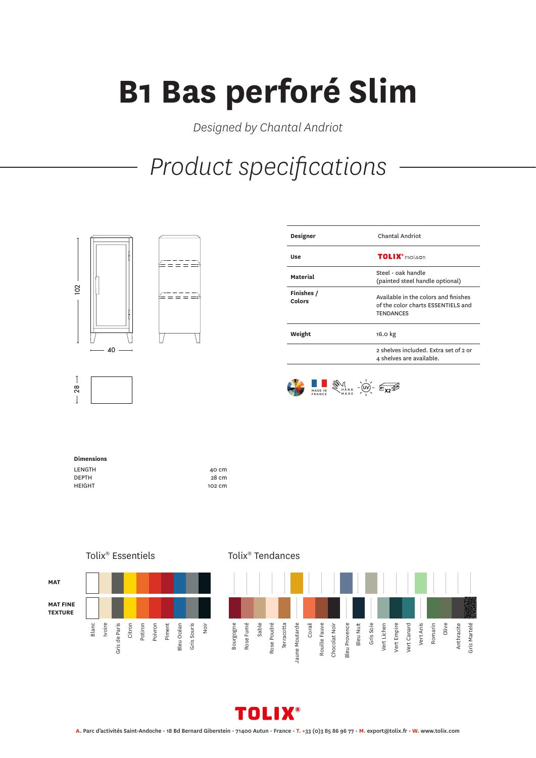# B1 Bas perforé Slim

*Designed by Chantal Andriot*

## *Product specifications*

102

40

28

| | |
|---|---|
| **Designer** | Chantal Andriot |
| **Use** | TOLIX® maison |
| **Material** | Steel - oak handle (painted steel handle optional) |
| **Finishes / Colors** | Available in the colors and finishes of the color charts ESSENTIELS and TENDANCES |
| **Weight** | 16.0 kg |
| | 2 shelves included. Extra set of 2 or 4 shelves are available. |

MADE IN FRANCE — HAND MADE — UV — X2

**Dimensions**

| | |
|---|---|
| LENGTH | 40 cm |
| DEPTH | 28 cm |
| HEIGHT | 102 cm |

Tolix® Essentiels

Tolix® Tendances

**MAT**

**MAT FINE TEXTURE**

Tolix® Essentiels: Blanc, Ivoire, Gris de Paris, Citron, Potiron, Poivron, Piment, Bleu Océan, Gris Souris, Noir

Tolix® Tendances: Bourgogne, Rose Fumé, Sable, Rose Poudré, Terracotta, Jaune Moutarde, Corail, Rouille Fauve, Chocolat Noir, Bleu Provence, Bleu Nuit, Gris Soie, Vert Lichen, Vert Empire, Vert Canard, Vert Anis, Romarin, Olive, Anthracite, Gris Martelé

**TOLIX®**

**A.** Parc d'activités Saint-Andoche - 18 Bd Bernard Giberstein - 71400 Autun - France - **T.** +33 (0)3 85 86 96 77 - **M.** export@tolix.fr - **W.** www.tolix.com